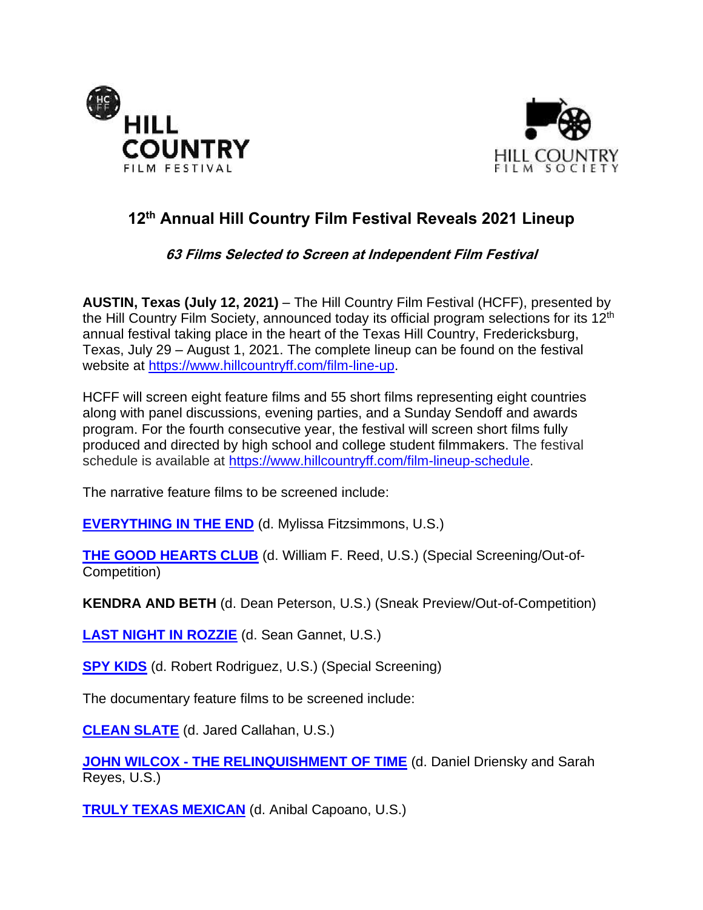HILL COUNTRY FILM FESTIVAL

HILL COUNTRY FILM SOCIETY

# 12th Annual Hill Country Film Festival Reveals 2021 Lineup

***63 Films Selected to Screen at Independent Film Festival***

**AUSTIN, Texas (July 12, 2021)** – The Hill Country Film Festival (HCFF), presented by the Hill Country Film Society, announced today its official program selections for its 12th annual festival taking place in the heart of the Texas Hill Country, Fredericksburg, Texas, July 29 – August 1, 2021. The complete lineup can be found on the festival website at https://www.hillcountryff.com/film-line-up.

HCFF will screen eight feature films and 55 short films representing eight countries along with panel discussions, evening parties, and a Sunday Sendoff and awards program. For the fourth consecutive year, the festival will screen short films fully produced and directed by high school and college student filmmakers. The festival schedule is available at https://www.hillcountryff.com/film-lineup-schedule.

The narrative feature films to be screened include:

**EVERYTHING IN THE END** (d. Mylissa Fitzsimmons, U.S.)

**THE GOOD HEARTS CLUB** (d. William F. Reed, U.S.) (Special Screening/Out-of-Competition)

**KENDRA AND BETH** (d. Dean Peterson, U.S.) (Sneak Preview/Out-of-Competition)

**LAST NIGHT IN ROZZIE** (d. Sean Gannet, U.S.)

**SPY KIDS** (d. Robert Rodriguez, U.S.) (Special Screening)

The documentary feature films to be screened include:

**CLEAN SLATE** (d. Jared Callahan, U.S.)

**JOHN WILCOX - THE RELINQUISHMENT OF TIME** (d. Daniel Driensky and Sarah Reyes, U.S.)

**TRULY TEXAS MEXICAN** (d. Anibal Capoano, U.S.)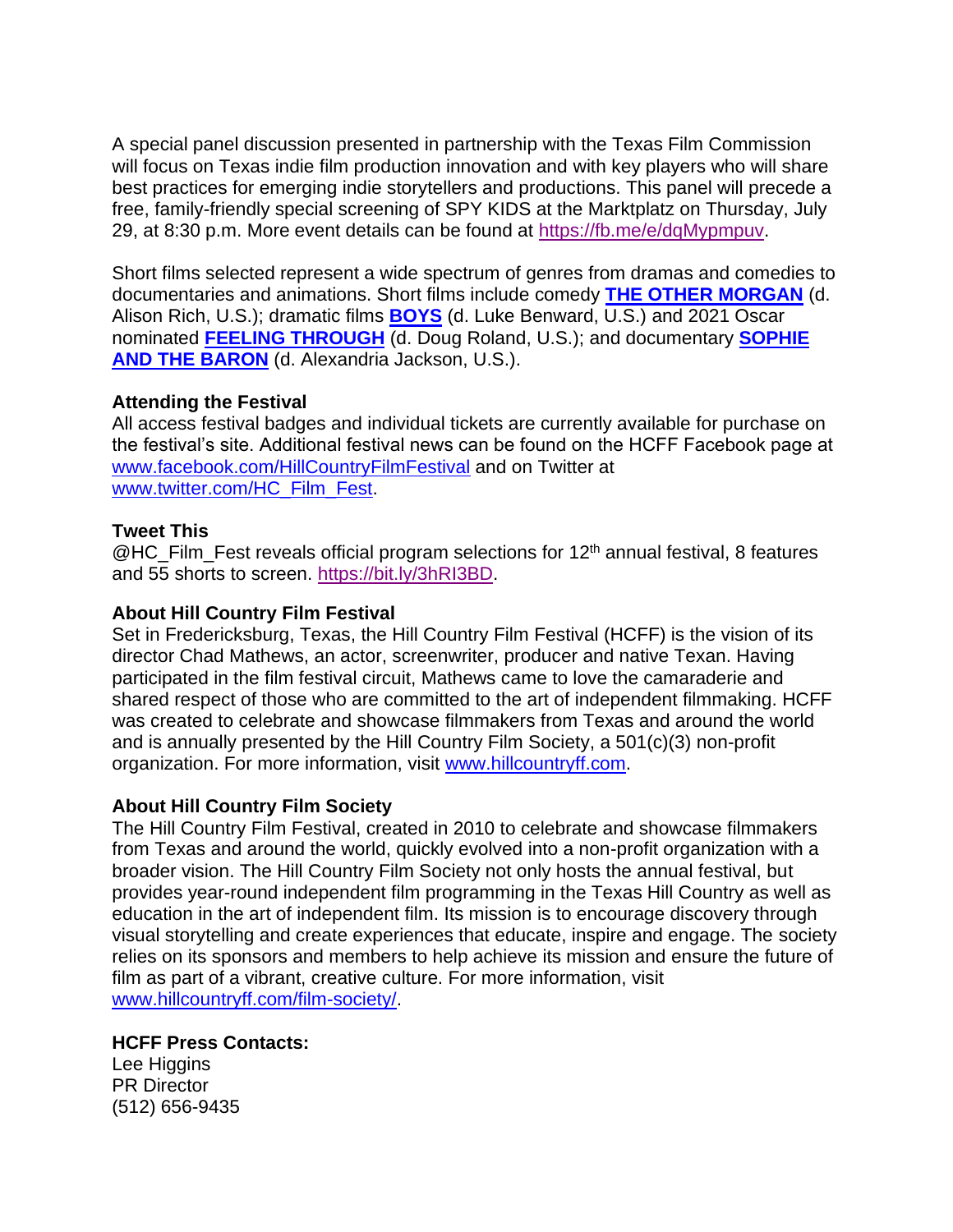A special panel discussion presented in partnership with the Texas Film Commission will focus on Texas indie film production innovation and with key players who will share best practices for emerging indie storytellers and productions. This panel will precede a free, family-friendly special screening of SPY KIDS at the Marktplatz on Thursday, July 29, at 8:30 p.m. More event details can be found at https://fb.me/e/dqMypmpuv.

Short films selected represent a wide spectrum of genres from dramas and comedies to documentaries and animations. Short films include comedy **THE OTHER MORGAN** (d. Alison Rich, U.S.); dramatic films **BOYS** (d. Luke Benward, U.S.) and 2021 Oscar nominated **FEELING THROUGH** (d. Doug Roland, U.S.); and documentary **SOPHIE AND THE BARON** (d. Alexandria Jackson, U.S.).

**Attending the Festival**
All access festival badges and individual tickets are currently available for purchase on the festival's site. Additional festival news can be found on the HCFF Facebook page at www.facebook.com/HillCountryFilmFestival and on Twitter at www.twitter.com/HC_Film_Fest.

**Tweet This**
@HC_Film_Fest reveals official program selections for 12th annual festival, 8 features and 55 shorts to screen. https://bit.ly/3hRI3BD.

**About Hill Country Film Festival**
Set in Fredericksburg, Texas, the Hill Country Film Festival (HCFF) is the vision of its director Chad Mathews, an actor, screenwriter, producer and native Texan. Having participated in the film festival circuit, Mathews came to love the camaraderie and shared respect of those who are committed to the art of independent filmmaking. HCFF was created to celebrate and showcase filmmakers from Texas and around the world and is annually presented by the Hill Country Film Society, a 501(c)(3) non-profit organization. For more information, visit www.hillcountryff.com.

**About Hill Country Film Society**
The Hill Country Film Festival, created in 2010 to celebrate and showcase filmmakers from Texas and around the world, quickly evolved into a non-profit organization with a broader vision. The Hill Country Film Society not only hosts the annual festival, but provides year-round independent film programming in the Texas Hill Country as well as education in the art of independent film. Its mission is to encourage discovery through visual storytelling and create experiences that educate, inspire and engage. The society relies on its sponsors and members to help achieve its mission and ensure the future of film as part of a vibrant, creative culture. For more information, visit www.hillcountryff.com/film-society/.

**HCFF Press Contacts:**
Lee Higgins
PR Director
(512) 656-9435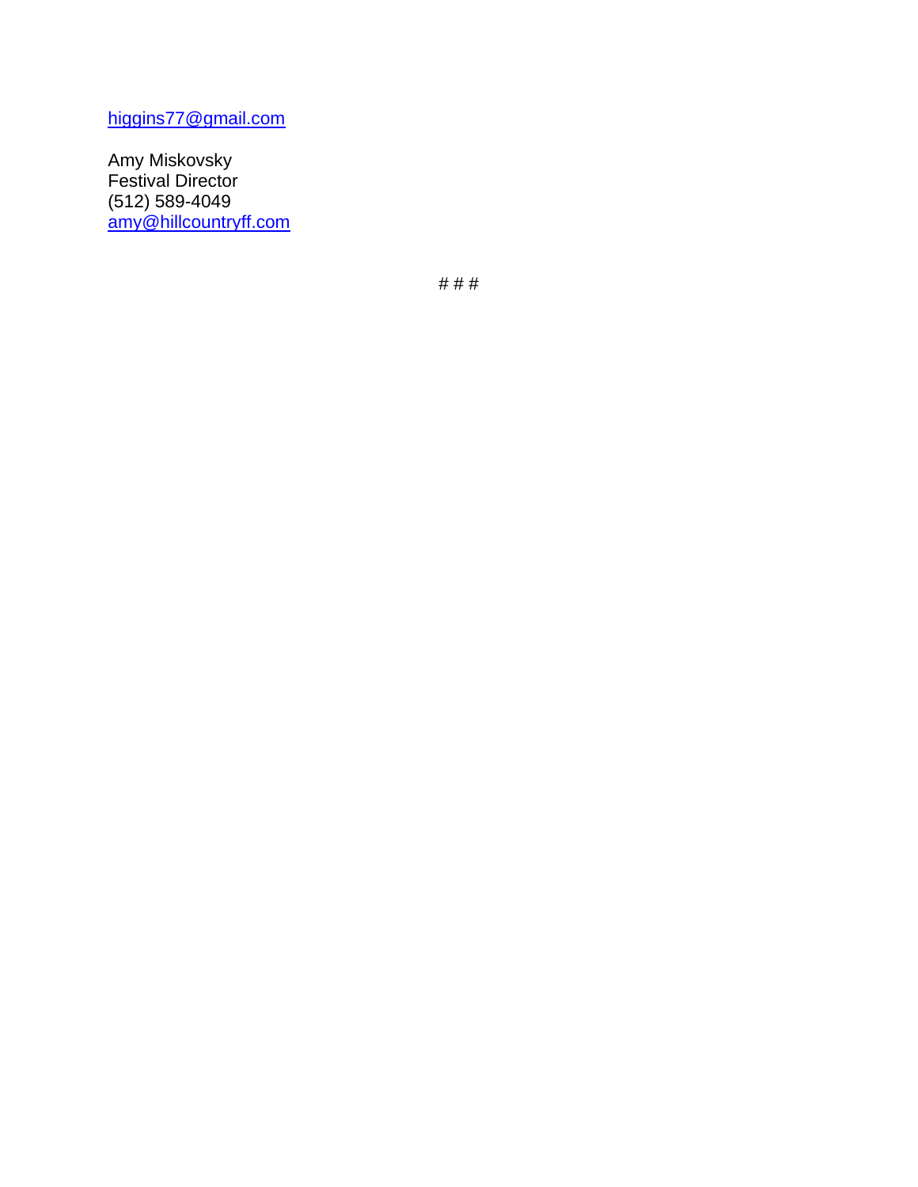higgins77@gmail.com

Amy Miskovsky
Festival Director
(512) 589-4049
amy@hillcountryff.com

# # #